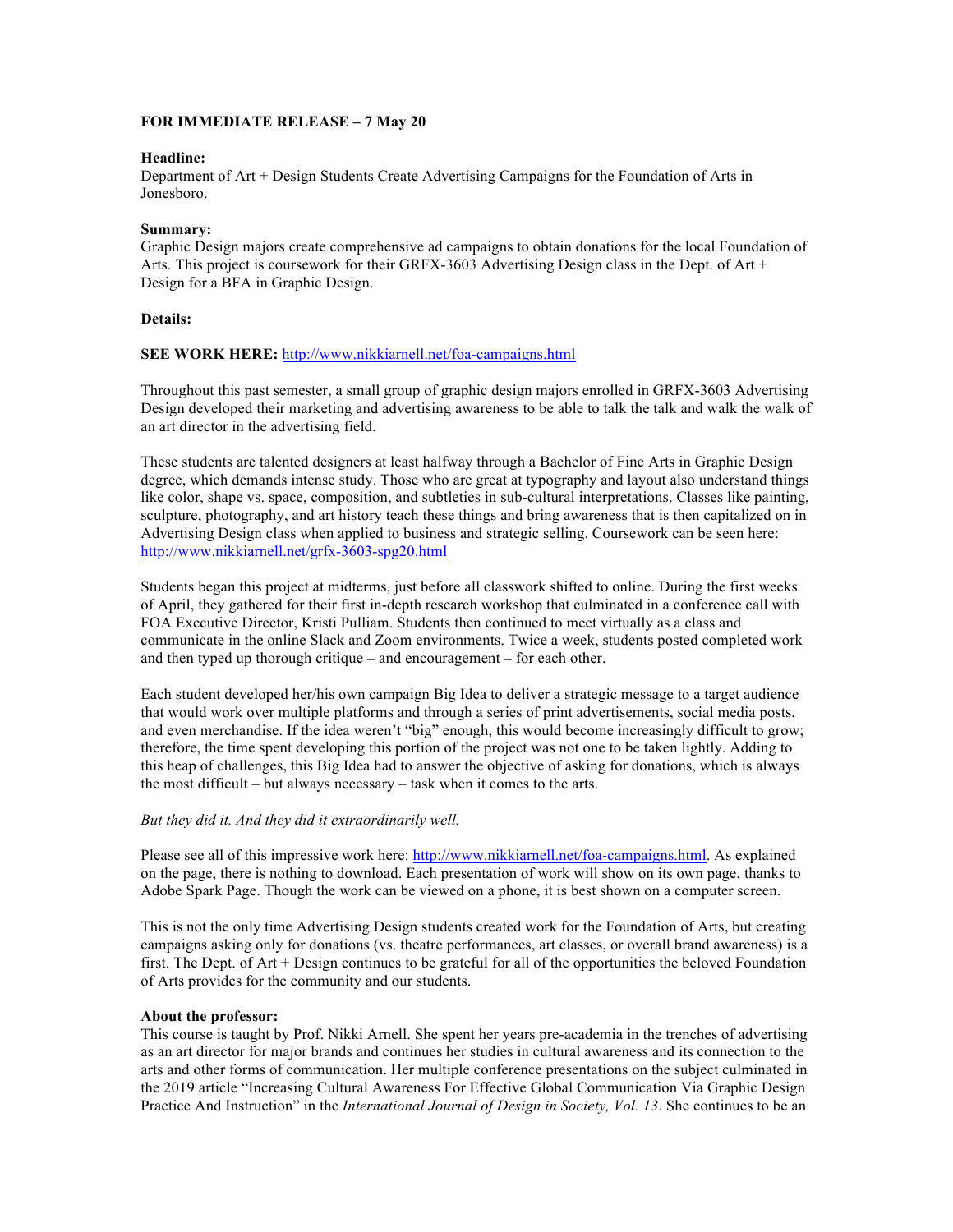**FOR IMMEDIATE RELEASE – 7 May 20**

**Headline:**
Department of Art + Design Students Create Advertising Campaigns for the Foundation of Arts in Jonesboro.

**Summary:**
Graphic Design majors create comprehensive ad campaigns to obtain donations for the local Foundation of Arts. This project is coursework for their GRFX-3603 Advertising Design class in the Dept. of Art + Design for a BFA in Graphic Design.

**Details:**

**SEE WORK HERE:** http://www.nikkiarnell.net/foa-campaigns.html

Throughout this past semester, a small group of graphic design majors enrolled in GRFX-3603 Advertising Design developed their marketing and advertising awareness to be able to talk the talk and walk the walk of an art director in the advertising field.

These students are talented designers at least halfway through a Bachelor of Fine Arts in Graphic Design degree, which demands intense study. Those who are great at typography and layout also understand things like color, shape vs. space, composition, and subtleties in sub-cultural interpretations. Classes like painting, sculpture, photography, and art history teach these things and bring awareness that is then capitalized on in Advertising Design class when applied to business and strategic selling. Coursework can be seen here: http://www.nikkiarnell.net/grfx-3603-spg20.html

Students began this project at midterms, just before all classwork shifted to online. During the first weeks of April, they gathered for their first in-depth research workshop that culminated in a conference call with FOA Executive Director, Kristi Pulliam. Students then continued to meet virtually as a class and communicate in the online Slack and Zoom environments. Twice a week, students posted completed work and then typed up thorough critique – and encouragement – for each other.

Each student developed her/his own campaign Big Idea to deliver a strategic message to a target audience that would work over multiple platforms and through a series of print advertisements, social media posts, and even merchandise. If the idea weren't "big" enough, this would become increasingly difficult to grow; therefore, the time spent developing this portion of the project was not one to be taken lightly. Adding to this heap of challenges, this Big Idea had to answer the objective of asking for donations, which is always the most difficult – but always necessary – task when it comes to the arts.

*But they did it. And they did it extraordinarily well.*

Please see all of this impressive work here: http://www.nikkiarnell.net/foa-campaigns.html. As explained on the page, there is nothing to download. Each presentation of work will show on its own page, thanks to Adobe Spark Page. Though the work can be viewed on a phone, it is best shown on a computer screen.

This is not the only time Advertising Design students created work for the Foundation of Arts, but creating campaigns asking only for donations (vs. theatre performances, art classes, or overall brand awareness) is a first. The Dept. of Art + Design continues to be grateful for all of the opportunities the beloved Foundation of Arts provides for the community and our students.

**About the professor:**
This course is taught by Prof. Nikki Arnell. She spent her years pre-academia in the trenches of advertising as an art director for major brands and continues her studies in cultural awareness and its connection to the arts and other forms of communication. Her multiple conference presentations on the subject culminated in the 2019 article "Increasing Cultural Awareness For Effective Global Communication Via Graphic Design Practice And Instruction" in the *International Journal of Design in Society, Vol. 13*. She continues to be an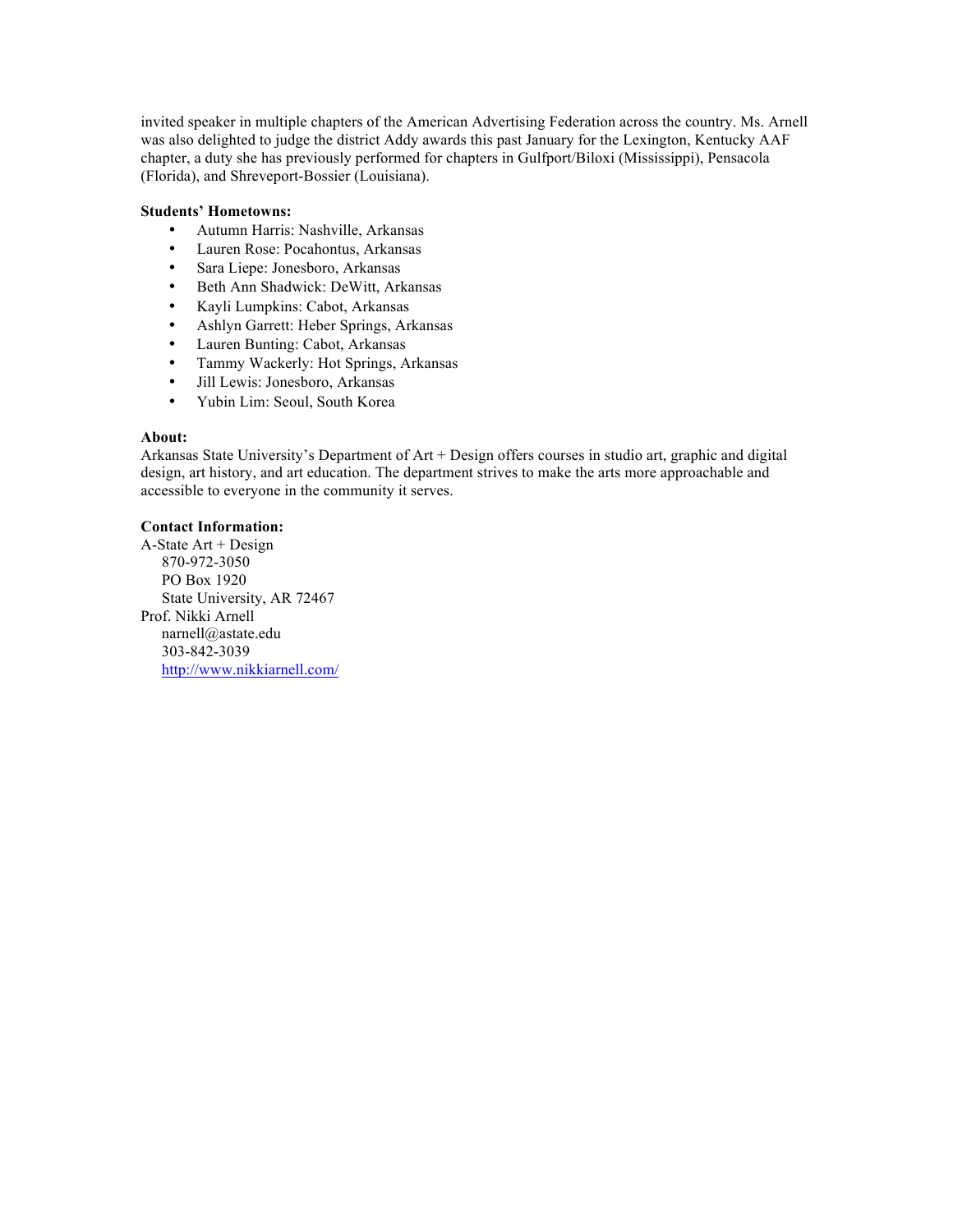invited speaker in multiple chapters of the American Advertising Federation across the country. Ms. Arnell was also delighted to judge the district Addy awards this past January for the Lexington, Kentucky AAF chapter, a duty she has previously performed for chapters in Gulfport/Biloxi (Mississippi), Pensacola (Florida), and Shreveport-Bossier (Louisiana).

**Students' Hometowns:**

- Autumn Harris: Nashville, Arkansas
- Lauren Rose: Pocahontus, Arkansas
- Sara Liepe: Jonesboro, Arkansas
- Beth Ann Shadwick: DeWitt, Arkansas
- Kayli Lumpkins: Cabot, Arkansas
- Ashlyn Garrett: Heber Springs, Arkansas
- Lauren Bunting: Cabot, Arkansas
- Tammy Wackerly: Hot Springs, Arkansas
- Jill Lewis: Jonesboro, Arkansas
- Yubin Lim: Seoul, South Korea

**About:**
Arkansas State University's Department of Art + Design offers courses in studio art, graphic and digital design, art history, and art education. The department strives to make the arts more approachable and accessible to everyone in the community it serves.

**Contact Information:**

A-State Art + Design
870-972-3050
PO Box 1920
State University, AR 72467

Prof. Nikki Arnell
narnell@astate.edu
303-842-3039
http://www.nikkiarnell.com/